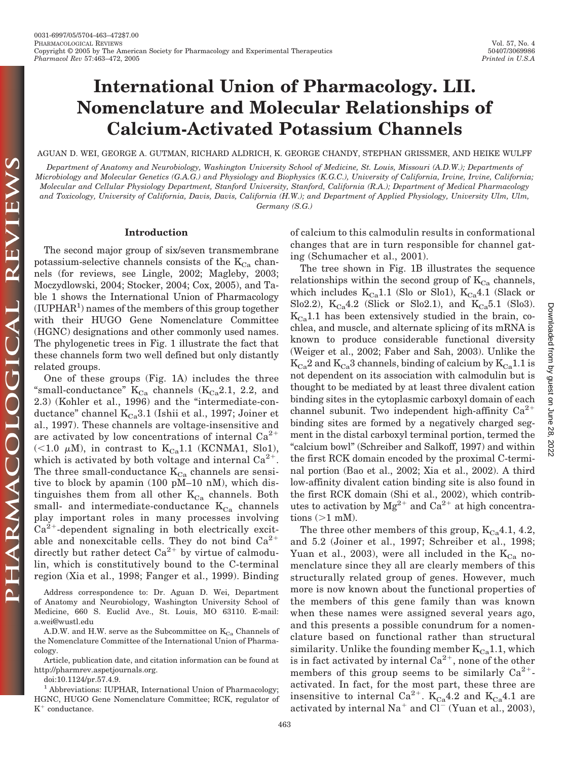# International Union of Pharmacology. LII. Nomenclature and Molecular Relationships of Calcium-Activated Potassium Channels

AGUAN D. WEI, GEORGE A. GUTMAN, RICHARD ALDRICH, K. GEORGE CHANDY, STEPHAN GRISSMER, AND HEIKE WULFF

*Department of Anatomy and Neurobiology, Washington University School of Medicine, St. Louis, Missouri (A.D.W.); Departments of Microbiology and Molecular Genetics (G.A.G.) and Physiology and Biophysics (K.G.C.), University of California, Irvine, Irvine, California; Molecular and Cellular Physiology Department, Stanford University, Stanford, California (R.A.); Department of Medical Pharmacology and Toxicology, University of California, Davis, Davis, California (H.W.); and Department of Applied Physiology, University Ulm, Ulm, Germany (S.G.)*

## Introduction

The second major group of six/seven transmembrane potassium-selective channels consists of the $K_{Ca}$ channels (for reviews, see Lingle, 2002; Magleby, 2003; Moczydlowski, 2004; Stocker, 2004; Cox, 2005), and Table 1 shows the International Union of Pharmacology (IUPHAR[1]) names of the members of this group together with their HUGO Gene Nomenclature Committee (HGNC) designations and other commonly used names. The phylogenetic trees in Fig. 1 illustrate the fact that these channels form two well defined but only distantly related groups.

One of these groups (Fig. 1A) includes the three "small-conductance" $K_{Ca}$ channels ($K_{Ca}$2.1, 2.2, and 2.3) (Kohler et al., 1996) and the "intermediate-conductance" channel $K_{Ca}$3.1 (Ishii et al., 1997; Joiner et al., 1997). These channels are voltage-insensitive and are activated by low concentrations of internal $Ca^{2+}$ (<1.0 μM), in contrast to $K_{Ca}$1.1 (KCNMA1, Slo1), which is activated by both voltage and internal $Ca^{2+}$. The three small-conductance $K_{Ca}$ channels are sensitive to block by apamin (100 pM–10 nM), which distinguishes them from all other $K_{Ca}$ channels. Both small- and intermediate-conductance $K_{Ca}$ channels play important roles in many processes involving $Ca^{2+}$-dependent signaling in both electrically excitable and nonexcitable cells. They do not bind $Ca^{2+}$ directly but rather detect $Ca^{2+}$ by virtue of calmodulin, which is constitutively bound to the C-terminal region (Xia et al., 1998; Fanger et al., 1999). Binding of calcium to this calmodulin results in conformational changes that are in turn responsible for channel gating (Schumacher et al., 2001).

The tree shown in Fig. 1B illustrates the sequence relationships within the second group of $K_{Ca}$ channels, which includes $K_{Ca}$1.1 (Slo or Slo1), $K_{Ca}$4.1 (Slack or Slo2.2), $K_{Ca}$4.2 (Slick or Slo2.1), and $K_{Ca}$5.1 (Slo3). $K_{Ca}$1.1 has been extensively studied in the brain, cochlea, and muscle, and alternate splicing of its mRNA is known to produce considerable functional diversity (Weiger et al., 2002; Faber and Sah, 2003). Unlike the $K_{Ca}$2 and $K_{Ca}$3 channels, binding of calcium by $K_{Ca}$1.1 is not dependent on its association with calmodulin but is thought to be mediated by at least three divalent cation binding sites in the cytoplasmic carboxyl domain of each channel subunit. Two independent high-affinity $Ca^{2+}$ binding sites are formed by a negatively charged segment in the distal carboxyl terminal portion, termed the "calcium bowl" (Schreiber and Salkoff, 1997) and within the first RCK domain encoded by the proximal C-terminal portion (Bao et al., 2002; Xia et al., 2002). A third low-affinity divalent cation binding site is also found in the first RCK domain (Shi et al., 2002), which contributes to activation by $Mg^{2+}$ and $Ca^{2+}$ at high concentrations (>1 mM).

The three other members of this group, $K_{Ca}$4.1, 4.2, and 5.2 (Joiner et al., 1997; Schreiber et al., 1998; Yuan et al., 2003), were all included in the $K_{Ca}$ nomenclature since they all are clearly members of this structurally related group of genes. However, much more is now known about the functional properties of the members of this gene family than was known when these names were assigned several years ago, and this presents a possible conundrum for a nomenclature based on functional rather than structural similarity. Unlike the founding member $K_{Ca}$1.1, which is in fact activated by internal $Ca^{2+}$, none of the other members of this group seems to be similarly $Ca^{2+}$-activated. In fact, for the most part, these three are insensitive to internal $Ca^{2+}$. $K_{Ca}$4.2 and $K_{Ca}$4.1 are activated by internal $Na^{+}$ and $Cl^{-}$ (Yuan et al., 2003),

Address correspondence to: Dr. Aguan D. Wei, Department of Anatomy and Neurobiology, Washington University School of Medicine, 660 S. Euclid Ave., St. Louis, MO 63110. E-mail: a.wei@wustl.edu

A.D.W. and H.W. serve as the Subcommittee on $K_{Ca}$ Channels of the Nomenclature Committee of the International Union of Pharmacology.

Article, publication date, and citation information can be found at http://pharmrev.aspetjournals.org.

doi:10.1124/pr.57.4.9.

[1] Abbreviations: IUPHAR, International Union of Pharmacology; HGNC, HUGO Gene Nomenclature Committee; RCK, regulator of $K^{+}$ conductance.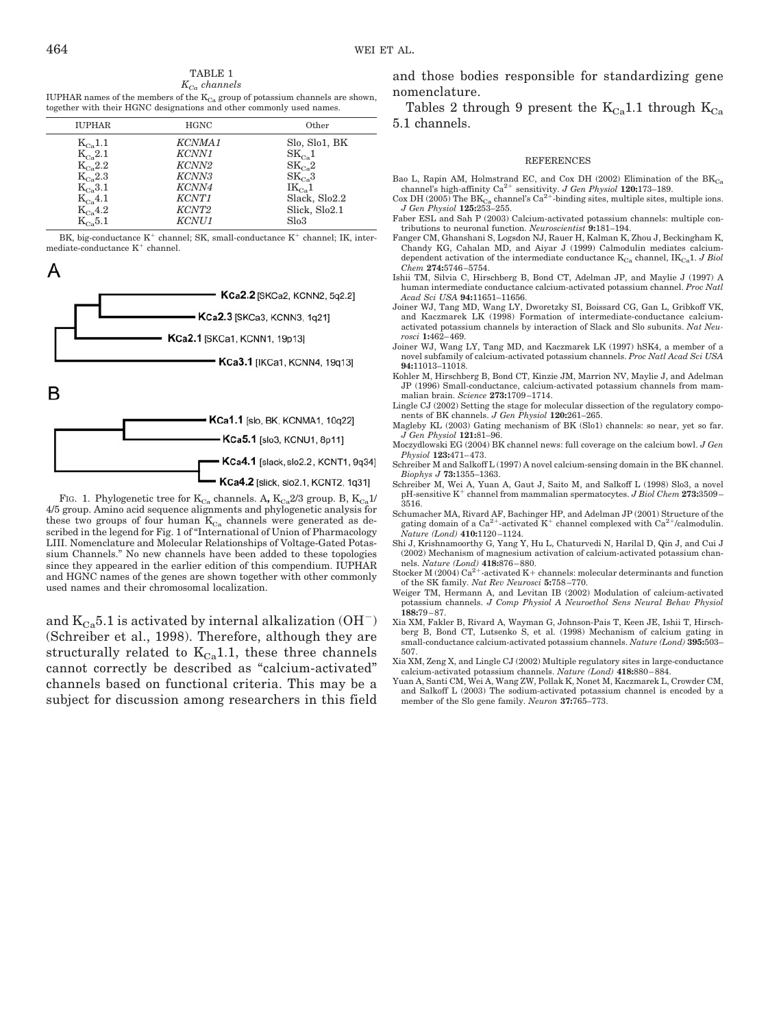TABLE 1

*$K_{Ca}$ channels*

IUPHAR names of the members of the $K_{Ca}$ group of potassium channels are shown, together with their HGNC designations and other commonly used names.

| IUPHAR | HGNC | Other |
|---|---|---|
| $K_{Ca}1.1$ | *KCNMA1* | Slo, Slo1, BK |
| $K_{Ca}2.1$ | *KCNN1* | $SK_{Ca}1$ |
| $K_{Ca}2.2$ | *KCNN2* | $SK_{Ca}2$ |
| $K_{Ca}2.3$ | *KCNN3* | $SK_{Ca}3$ |
| $K_{Ca}3.1$ | *KCNN4* | $IK_{Ca}1$ |
| $K_{Ca}4.1$ | *KCNT1* | Slack, Slo2.2 |
| $K_{Ca}4.2$ | *KCNT2* | Slick, Slo2.1 |
| $K_{Ca}5.1$ | *KCNU1* | Slo3 |

BK, big-conductance $K^+$ channel; SK, small-conductance $K^+$ channel; IK, intermediate-conductance $K^+$ channel.

A

KCa2.2 [SKCa2, KCNN2, 5q2.2]
KCa2.3 [SKCa3, KCNN3, 1q21]
KCa2.1 [SKCa1, KCNN1, 19p13]
KCa3.1 [IKCa1, KCNN4, 19q13]

B

KCa1.1 [slo, BK, KCNMA1, 10q22]
KCa5.1 [slo3, KCNU1, 8p11]
KCa4.1 [slack, slo2.2, KCNT1, 9q34]
KCa4.2 [slick, slo2.1, KCNT2, 1q31]

FIG. 1. Phylogenetic tree for $K_{Ca}$ channels. A, $K_{Ca}2/3$ group. B, $K_{Ca}1/4/5$ group. Amino acid sequence alignments and phylogenetic analysis for these two groups of four human $K_{Ca}$ channels were generated as described in the legend for Fig. 1 of "International of Union of Pharmacology LIII. Nomenclature and Molecular Relationships of Voltage-Gated Potassium Channels." No new channels have been added to these topologies since they appeared in the earlier edition of this compendium. IUPHAR and HGNC names of the genes are shown together with other commonly used names and their chromosomal localization.

and $K_{Ca}5.1$ is activated by internal alkalization ($OH^-$) (Schreiber et al., 1998). Therefore, although they are structurally related to $K_{Ca}1.1$, these three channels cannot correctly be described as "calcium-activated" channels based on functional criteria. This may be a subject for discussion among researchers in this field and those bodies responsible for standardizing gene nomenclature.

Tables 2 through 9 present the $K_{Ca}1.1$ through $K_{Ca}5.1$ channels.

## REFERENCES

Bao L, Rapin AM, Holmstrand EC, and Cox DH (2002) Elimination of the $BK_{Ca}$ channel's high-affinity $Ca^{2+}$ sensitivity. *J Gen Physiol* **120:**173–189.

Cox DH (2005) The $BK_{Ca}$ channel's $Ca^{2+}$-binding sites, multiple sites, multiple ions. *J Gen Physiol* **125:**253–255.

Faber ESL and Sah P (2003) Calcium-activated potassium channels: multiple contributions to neuronal function. *Neuroscientist* **9:**181–194.

Fanger CM, Ghanshani S, Logsdon NJ, Rauer H, Kalman K, Zhou J, Beckingham K, Chandy KG, Cahalan MD, and Aiyar J (1999) Calmodulin mediates calcium-dependent activation of the intermediate conductance $K_{Ca}$ channel, $IK_{Ca}1$. *J Biol Chem* **274:**5746–5754.

Ishii TM, Silvia C, Hirschberg B, Bond CT, Adelman JP, and Maylie J (1997) A human intermediate conductance calcium-activated potassium channel. *Proc Natl Acad Sci USA* **94:**11651–11656.

Joiner WJ, Tang MD, Wang LY, Dworetzky SI, Boissard CG, Gan L, Gribkoff VK, and Kaczmarek LK (1998) Formation of intermediate-conductance calcium-activated potassium channels by interaction of Slack and Slo subunits. *Nat Neurosci* **1:**462–469.

Joiner WJ, Wang LY, Tang MD, and Kaczmarek LK (1997) hSK4, a member of a novel subfamily of calcium-activated potassium channels. *Proc Natl Acad Sci USA* **94:**11013–11018.

Kohler M, Hirschberg B, Bond CT, Kinzie JM, Marrion NV, Maylie J, and Adelman JP (1996) Small-conductance, calcium-activated potassium channels from mammalian brain. *Science* **273:**1709–1714.

Lingle CJ (2002) Setting the stage for molecular dissection of the regulatory components of BK channels. *J Gen Physiol* **120:**261–265.

Magleby KL (2003) Gating mechanism of BK (Slo1) channels: so near, yet so far. *J Gen Physiol* **121:**81–96.

Moczydlowski EG (2004) BK channel news: full coverage on the calcium bowl. *J Gen Physiol* **123:**471–473.

Schreiber M and Salkoff L (1997) A novel calcium-sensing domain in the BK channel. *Biophys J* **73:**1355–1363.

Schreiber M, Wei A, Yuan A, Gaut J, Saito M, and Salkoff L (1998) Slo3, a novel pH-sensitive $K^+$ channel from mammalian spermatocytes. *J Biol Chem* **273:**3509–3516.

Schumacher MA, Rivard AF, Bachinger HP, and Adelman JP (2001) Structure of the gating domain of a $Ca^{2+}$-activated $K^+$ channel complexed with $Ca^{2+}$/calmodulin. *Nature (Lond)* **410:**1120–1124.

Shi J, Krishnamoorthy G, Yang Y, Hu L, Chaturvedi N, Harilal D, Qin J, and Cui J (2002) Mechanism of magnesium activation of calcium-activated potassium channels. *Nature (Lond)* **418:**876–880.

Stocker M (2004) $Ca^{2+}$-activated K+ channels: molecular determinants and function of the SK family. *Nat Rev Neurosci* **5:**758–770.

Weiger TM, Hermann A, and Levitan IB (2002) Modulation of calcium-activated potassium channels. *J Comp Physiol A Neuroethol Sens Neural Behav Physiol* **188:**79–87.

Xia XM, Fakler B, Rivard A, Wayman G, Johnson-Pais T, Keen JE, Ishii T, Hirschberg B, Bond CT, Lutsenko S, et al. (1998) Mechanism of calcium gating in small-conductance calcium-activated potassium channels. *Nature (Lond)* **395:**503–507.

Xia XM, Zeng X, and Lingle CJ (2002) Multiple regulatory sites in large-conductance calcium-activated potassium channels. *Nature (Lond)* **418:**880–884.

Yuan A, Santi CM, Wei A, Wang ZW, Pollak K, Nonet M, Kaczmarek L, Crowder CM, and Salkoff L (2003) The sodium-activated potassium channel is encoded by a member of the Slo gene family. *Neuron* **37:**765–773.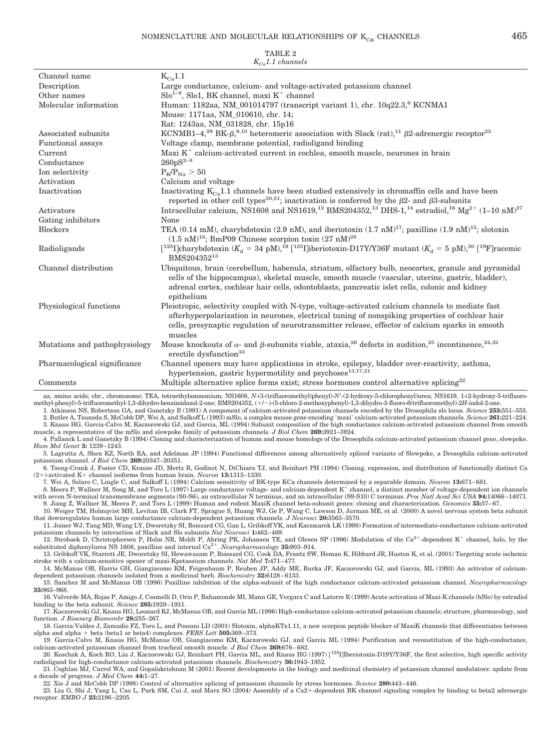TABLE 2

*$K_{Ca}1.1$ channels*

| | |
|---|---|
| Channel name | $K_{Ca}1.1$ |
| Description | Large conductance, calcium- and voltage-activated potassium channel |
| Other names | Slo[1–8], Slo1, BK channel, maxi $K^+$ channel |
| Molecular information | Human: 1182aa, NM_001014797 (transcript variant 1), chr. 10q22.3,[6] KCNMA1<br>Mouse: 1171aa, NM_010610, chr. 14;<br>Rat: 1243aa, NM_031828, chr. 15p16 |
| Associated subunits | KCNMB1–4,[29] BK-β,[9,10] heteromeric association with Slack (rat),[11] β2-adrenergic receptor[23] |
| Functional assays | Voltage clamp, membrane potential, radioligand binding |
| Current | Maxi $K^+$ calcium-activated current in cochlea, smooth muscle, neurones in brain |
| Conductance | 260pS[2–8] |
| Ion selectivity | $P_K/P_{Na} > 50$ |
| Activation | Calcium and voltage |
| Inactivation | Inactivating $K_{Ca}1.1$ channels have been studied extensively in chromaffin cells and have been reported in other cell types[30,31]; inactivation is conferred by the β2- and β3-subunits |
| Activators | Intracellular calcium, NS1608 and NS1619,[12] BMS204352,[13] DHS-1,[14] estradiol,[16] $Mg^{2+}$ (1–10 nM)[27] |
| Gating inhibitors | None |
| Blockers | TEA (0.14 mM), charybdotoxin (2.9 nM), and iberiotoxin (1.7 nM)[17]; paxilline (1.9 nM)[15]; slotoxin (1.5 nM)[18]; BmP09 Chinese scorpion toxin (27 nM)[28] |
| Radioligands | [$^{125}$I]charybdotoxin ($K_d$ = 34 pM),[19] [$^{125}$I]iberiotoxin-D17Y/Y36F mutant ($K_d$ = 5 pM),[20] [$^{19}$F]racemic BMS204352[13] |
| Channel distribution | Ubiquitous, brain (cerebellum, habenula, striatum, olfactory bulb, neocortex, granule and pyramidal cells of the hippocampus), skeletal muscle, smooth muscle (vascular, uterine, gastric, bladder), adrenal cortex, cochlear hair cells, odontoblasts, pancreatic islet cells, colonic and kidney epithelium |
| Physiological functions | Pleiotropic, selectivity coupled with N-type, voltage-activated calcium channels to mediate fast afterhyperpolarization in neurones, electrical tuning of nonspiking properties of cochlear hair cells, presynaptic regulation of neurotransmitter release, effector of calcium sparks in smooth muscles |
| Mutations and pathophysiology | Mouse knockouts of α- and β-subunits viable, ataxia,[26] defects in audition,[25] incontinence,[24,32] erectile dysfunction[33] |
| Pharmacological significance | Channel openers may have applications in stroke, epilepsy, bladder over-reactivity, asthma, hypertension, gastric hypermotility and psychoses[13,17,21] |
| Comments | Multiple alternative splice forms exist; stress hormones control alternative splicing[22] |

aa, amino acids; chr., chromosome; TEA, tetraethylammonium; NS1608, N-(3-(trifluoromethyl)phenyl)-N′-(2-hydroxy-5-chlorophenyl)urea; NS1619, 1-(2-hydroxy-5-trifluoromethyl-phenyl)-5-trifluoromethyl-1,3-dihydro-benzimidazol-2-one; BMS204352, (+/−)-(5-chloro-2-methoxyphenyl)-1,3-dihydro-3-fluoro-6(trifluoromethyl)-2H-indol-2-one.

1. Atkinson NS, Robertson GA, and Ganetzky B (1991) A component of calcium-activated potassium channels encoded by the Drosophila slo locus. *Science* **253:**551–555.
2. Butler A, Tsunoda S, McCobb DP, Wei A, and Salkoff L (1993) mSlo, a complex mouse gene encoding 'maxi' calcium-activated potassium channels. *Science* **261:**221–224.
3. Knaus HG, Garcia-Calvo M, Kaczorowski GJ, and Garcia, ML (1994) Subunit composition of the high conductance calcium-activated potassium channel from smooth muscle, a representative of the mSlo and slowpoke family of potassium channels. *J Biol Chem* **269:**3921–3924.
4. Pallanck L and Ganetzky B (1994) Cloning and characterization of human and mouse homologs of the Drosophila calcium-activated potassium channel gene, slowpoke. *Hum Mol Genet* **3:** 1239–1243.
5. Lagrutta A, Shen KZ, North RA, and Adelman JP (1994) Functional differences among alternatively spliced variants of Slowpoke, a Drosophila calcium-activated potassium channel. *J Biol Chem* **269:**20347–20351.
6. Tseng-Crank J, Foster CD, Krause JD, Mertz R, Godinot N, DiChiara TJ, and Reinhart PH (1994) Cloning, expression, and distribution of functionally distinct Ca (2+)-activated K+ channel isoforms from human brain. *Neuron* **13:**1315–1330.
7. Wei A, Solaro C, Lingle C, and Salkoff L (1994) Calcium sensitivity of BK-type KCa channels determined by a separable domain. *Neuron* **13:**671–681.
8. Meera P, Wallner M, Song M, and Toro L (1997) Large conductance voltage- and calcium-dependent $K^+$ channel, a distinct member of voltage-dependent ion channels with seven N-terminal transmembrane segments (S0-S6), an extracellular N terminus, and an intracellular (S9-S10) C terminus. *Proc Natl Acad Sci USA* **94:**14066–14071.
9. Jiang Z, Wallner M, Meera P, and Toro L (1999) Human and rodent MaxiK channel beta-subunit genes: cloning and characterization. *Genomics* **55:**57–67.
10. Weiger TM, Holmqvist MH, Levitan IB, Clark FT, Sprague S, Huang WJ, Ge P, Wang C, Lawson D, Jurman ME, et al. (2000) A novel nervous system beta subunit that downregulates human large conductance calcium-dependent potassium channels. *J Neurosci* **20:**3563–3570.
11. Joiner WJ, Tang MD, Wang LY, Dworetzky SI, Boissard CG, Gan L, Gribkoff VK, and Kaczmarek LK (1998) Formation of intermediate-conductance calcium-activated potassium channels by interaction of Slack and Slo subunits *Nat Neurosci* **1:**462–469.
12. Strobaek D, Christophersen P, Holm NR, Moldt P, Ahring PK, Johansen TE, and Olesen SP (1996) Modulation of the $Ca^{2+}$-dependent $K^+$ channel, hslo, by the substituted diphenylurea NS 1608, paxilline and internal $Ca^{2+}$. *Neuropharmacology* **35:**903–914.
13. Gribkoff VK, Starrett JE, Dworetzky SI, Hewawasam P, Boissard CG, Cook DA, Frantz SW, Heman K, Hibbard JR, Huston K, et al. (2001) Targeting acute ischemic stroke with a calcium-sensitive opener of maxi-Kpotassium channels. *Nat Med* **7:**471–477.
14. McManus OB, Harris GH, Giangiacomo KM, Feigenbaum P, Reuben JP, Addy ME, Burka JF, Kaczorowski GJ, and Garcia, ML (1993) An activator of calcium-dependent potassium channels isolated from a medicinal herb. *Biochemistry* **32:**6128–6133.
15. Sanchez M and McManus OB (1996) Paxilline inhibition of the alpha-subunit of the high conductance calcium-activated potassium channel. *Neuropharmacology* **35:**963–968.
16. Valverde MA, Rojas P, Amigo J, Cosmelli D, Orio P, Bahamonde MI, Mann GE, Vergara C and Latorre R (1999) Acute activation of Maxi-K channels (hSlo) by estradiol binding to the beta subunit. *Science* **285:**1929–1931.
17. Kaczorowski GJ, Knaus HG, Leonard RJ, McManus OB, and Garcia ML (1996) High-conductance calcium-activated potassium channels; structure, pharmacology, and function. *J Bioenerg Biomembr* **28:**255–267.
18. Garcia-Valdes J, Zamudio FZ, Toro L, and Possani LD (2001) Slotoxin, alphaKTx1.11, a new scorpion peptide blocker of MaxiK channels that differentiates between alpha and alpha + beta (beta1 or beta4) complexes. *FEBS Lett* **505:**369–373.
19. Garcia-Calvo M, Knaus HG, McManus OB, Giangiacomo KM, Kaczorowski GJ, and Garcia ML (1994) Purification and reconstitution of the high-conductance, calcium-activated potassium channel from tracheal smooth muscle. *J Biol Chem* **269:**676–682.
20. Koschak A, Koch RO, Liu J, Kaczorowski GJ, Reinhart PH, Garcia ML, and Knaus HG (1997) [$^{125}$I]Iberiotoxin-D19Y/Y36F, the first selective, high specific activity radioligand for high-conductance calcium-activated potassium channels. *Biochemistry* **36:**1943–1952.
21. Coghlan MJ, Carrol WA, and Gopalakrishnan M (2001) Recent developments in the biology and medicinal chemistry of potassium channel modulators: update from a decade of progress. *J Med Chem* **44:**1–27.
22. Xie J and McCobb DP (1998) Control of alternative splicing of potassium channels by stress hormones. *Science* **280:**443–446.
23. Liu G, Shi J, Yang L, Cao L, Park SM, Cui J, and Marx SO (2004) Assembly of a Ca2+-dependent BK channel signaling complex by binding to beta2 adrenergic receptor. *EMBO J* **23:**2196–2205.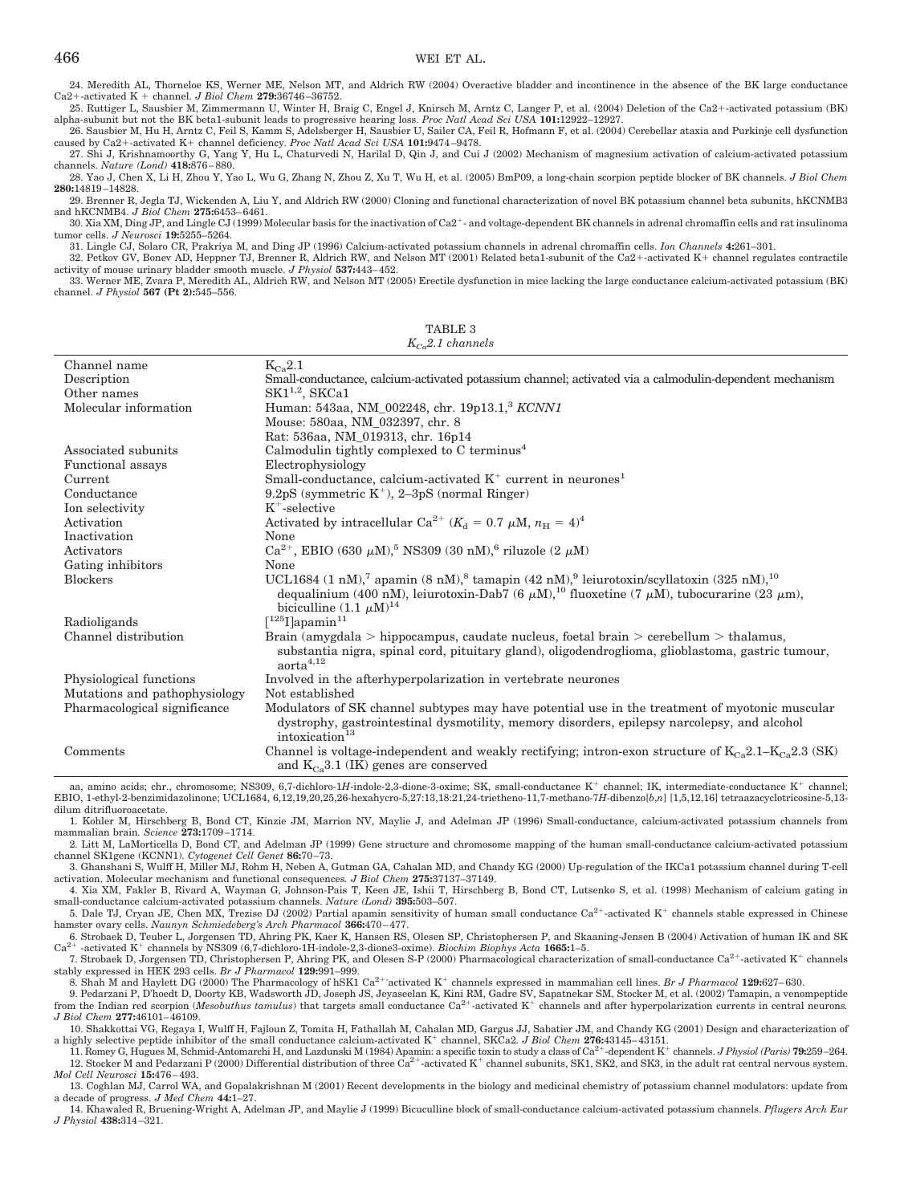24. Meredith AL, Thorneloe KS, Werner ME, Nelson MT, and Aldrich RW (2004) Overactive bladder and incontinence in the absence of the BK large conductance Ca2+-activated K + channel. *J Biol Chem* **279:**36746–36752.

25. Ruttiger L, Sausbier M, Zimmermann U, Winter H, Braig C, Engel J, Knirsch M, Arntz C, Langer P, et al. (2004) Deletion of the Ca2+-activated potassium (BK) alpha-subunit but not the BK beta1-subunit leads to progressive hearing loss. *Proc Natl Acad Sci USA* **101:**12922–12927.

26. Sausbier M, Hu H, Arntz C, Feil S, Kamm S, Adelsberger H, Sausbier U, Sailer CA, Feil R, Hofmann F, et al. (2004) Cerebellar ataxia and Purkinje cell dysfunction caused by Ca2+-activated K+ channel deficiency. *Proc Natl Acad Sci USA* **101:**9474–9478.

27. Shi J, Krishnamoorthy G, Yang Y, Hu L, Chaturvedi N, Harilal D, Qin J, and Cui J (2002) Mechanism of magnesium activation of calcium-activated potassium channels. *Nature (Lond)* **418:**876–880.

28. Yao J, Chen X, Li H, Zhou Y, Yao L, Wu G, Zhang N, Zhou Z, Xu T, Wu H, et al. (2005) BmP09, a long-chain scorpion peptide blocker of BK channels. *J Biol Chem* **280:**14819–14828.

29. Brenner R, Jegla TJ, Wickenden A, Liu Y, and Aldrich RW (2000) Cloning and functional characterization of novel BK potassium channel beta subunits, hKCNMB3 and hKCNMB4. *J Biol Chem* **275:**6453–6461.

30. Xia XM, Ding JP, and Lingle CJ (1999) Molecular basis for the inactivation of Ca2+- and voltage-dependent BK channels in adrenal chromaffin cells and rat insulinoma tumor cells. *J Neurosci* **19:**5255–5264.

31. Lingle CJ, Solaro CR, Prakriya M, and Ding JP (1996) Calcium-activated potassium channels in adrenal chromaffin cells. *Ion Channels* **4:**261–301.

32. Petkov GV, Bonev AD, Heppner TJ, Brenner R, Aldrich RW, and Nelson MT (2001) Related beta1-subunit of the Ca2+-activated K+ channel regulates contractile activity of mouse urinary bladder smooth muscle. *J Physiol* **537:**443–452.

33. Werner ME, Zvara P, Meredith AL, Aldrich RW, and Nelson MT (2005) Erectile dysfunction in mice lacking the large conductance calcium-activated potassium (BK) channel. *J Physiol* **567 (Pt 2):**545–556.

TABLE 3
*$K_{Ca}2.1$ channels*

| | |
|---|---|
| Channel name | $K_{Ca}2.1$ |
| Description | Small-conductance, calcium-activated potassium channel; activated via a calmodulin-dependent mechanism |
| Other names | SK1[1,2], SKCa1 |
| Molecular information | Human: 543aa, NM_002248, chr. 19p13.1,[3] *KCNN1*<br>Mouse: 580aa, NM_032397, chr. 8<br>Rat: 536aa, NM_019313, chr. 16p14 |
| Associated subunits | Calmodulin tightly complexed to C terminus[4] |
| Functional assays | Electrophysiology |
| Current | Small-conductance, calcium-activated $K^+$ current in neurones[1] |
| Conductance | 9.2pS (symmetric $K^+$), 2–3pS (normal Ringer) |
| Ion selectivity | $K^+$-selective |
| Activation | Activated by intracellular $Ca^{2+}$ ($K_d$ = 0.7 $\mu$M, $n_H$ = 4)[4] |
| Inactivation | None |
| Activators | $Ca^{2+}$, EBIO (630 $\mu$M),[5] NS309 (30 nM),[6] riluzole (2 $\mu$M) |
| Gating inhibitors | None |
| Blockers | UCL1684 (1 nM),[7] apamin (8 nM),[8] tamapin (42 nM),[9] leiurotoxin/scyllatoxin (325 nM),[10] dequalinium (400 nM), leiurotoxin-Dab7 (6 $\mu$M),[10] fluoxetine (7 $\mu$M), tubocurarine (23 $\mu$m), bicuculline (1.1 $\mu$M)[14] |
| Radioligands | [$^{125}$I]apamin[11] |
| Channel distribution | Brain (amygdala > hippocampus, caudate nucleus, foetal brain > cerebellum > thalamus, substantia nigra, spinal cord, pituitary gland), oligodendroglioma, glioblastoma, gastric tumour, aorta[4,12] |
| Physiological functions | Involved in the afterhyperpolarization in vertebrate neurones |
| Mutations and pathophysiology | Not established |
| Pharmacological significance | Modulators of SK channel subtypes may have potential use in the treatment of myotonic muscular dystrophy, gastrointestinal dysmotility, memory disorders, epilepsy narcolepsy, and alcohol intoxication[13] |
| Comments | Channel is voltage-independent and weakly rectifying; intron-exon structure of $K_{Ca}2.1$–$K_{Ca}2.3$ (SK) and $K_{Ca}3.1$ (IK) genes are conserved |

aa, amino acids; chr., chromosome; NS309, 6,7-dichloro-1*H*-indole-2,3-dione-3-oxime; SK, small-conductance $K^+$ channel; IK, intermediate-conductance $K^+$ channel; EBIO, 1-ethyl-2-benzimidazolinone; UCL1684, 6,12,19,20,25,26-hexahycro-5,27:13,18:21,24-trietheno-11,7-methano-7*H*-dibenzo[*b*,*n*] [1,5,12,16] tetraazacyclotricosine-5,13-dilum ditrifluoroacetate.

1. Kohler M, Hirschberg B, Bond CT, Kinzie JM, Marrion NV, Maylie J, and Adelman JP (1996) Small-conductance, calcium-activated potassium channels from mammalian brain. *Science* **273:**1709–1714.

2. Litt M, LaMorticella D, Bond CT, and Adelman JP (1999) Gene structure and chromosome mapping of the human small-conductance calcium-activated potassium channel SK1gene (KCNN1). *Cytogenet Cell Genet* **86:**70–73.

3. Ghanshani S, Wulff H, Miller MJ, Rohm H, Neben A, Gutman GA, Cahalan MD, and Chandy KG (2000) Up-regulation of the IKCa1 potassium channel during T-cell activation. Molecular mechanism and functional consequences. *J Biol Chem* **275:**37137–37149.

4. Xia XM, Fakler B, Rivard A, Wayman G, Johnson-Pais T, Keen JE, Ishii T, Hirschberg B, Bond CT, Lutsenko S, et al. (1998) Mechanism of calcium gating in small-conductance calcium-activated potassium channels. *Nature (Lond)* **395:**503–507.

5. Dale TJ, Cryan JE, Chen MX, Trezise DJ (2002) Partial apamin sensitivity of human small conductance $Ca^{2+}$-activated $K^+$ channels stable expressed in Chinese hamster ovary cells. *Naunyn Schmiedeberg's Arch Pharmacol* **366:**470–477.

6. Strobaek D, Teuber L, Jorgensen TD, Ahring PK, Kaer K, Hansen RS, Olesen SP, Christophersen P, and Skaaning-Jensen B (2004) Activation of human IK and SK $Ca^{2+}$-activated $K^+$ channels by NS309 (6,7-dichloro-1H-indole-2,3-dione3-oxime). *Biochim Biophys Acta* **1665:**1–5.

7. Strobaek D, Jorgensen TD, Christophersen P, Ahring PK, and Olesen S-P (2000) Pharmacological characterization of small-conductance $Ca^{2+}$-activated $K^+$ channels stably expressed in HEK 293 cells. *Br J Pharmacol* **129:**991–999.

8. Shah M and Haylett DG (2000) The Pharmacology of hSK1 $Ca^{2+}$-activated $K^+$ channels expressed in mammalian cell lines. *Br J Pharmacol* **129:**627–630.

9. Pedarzani P, D'hoedt D, Doorty KB, Wadsworth JD, Joseph JS, Jeyaseelan K, Kini RM, Gadre SV, Sapatnekar SM, Stocker M, et al. (2002) Tamapin, a venompeptide from the Indian red scorpion (*Mesobuthus tamulus*) that targets small conductance $Ca^{2+}$-activated $K^+$ channels and after hyperpolarization currents in central neurons. *J Biol Chem* **277:**46101–46109.

10. Shakkottai VG, Regaya I, Wulff H, Fajloun Z, Tomita H, Fathallah M, Cahalan MD, Gargus JJ, Sabatier JM, and Chandy KG (2001) Design and characterization of a highly selective peptide inhibitor of the small conductance calcium-activated $K^+$ channel, SKCa2. *J Biol Chem* **276:**43145–43151.

11. Romey G, Hugues M, Schmid-Antomarchi H, and Lazdunski M (1984) Apamin: a specific toxin to study a class of $Ca^{2+}$-dependent $K^+$ channels. *J Physiol (Paris)* **79:**259–264.

12. Stocker M and Pedarzani P (2000) Differential distribution of three $Ca^{2+}$-activated $K^+$ channel subunits, SK1, SK2, and SK3, in the adult rat central nervous system. *Mol Cell Neurosci* **15:**476–493.

13. Coghlan MJ, Carrol WA, and Gopalakrishnan M (2001) Recent developments in the biology and medicinal chemistry of potassium channel modulators: update from a decade of progress. *J Med Chem* **44:**1–27.

14. Khawaled R, Bruening-Wright A, Adelman JP, and Maylie J (1999) Bicuculline block of small-conductance calcium-activated potassium channels. *Pflugers Arch Eur J Physiol* **438:**314–321.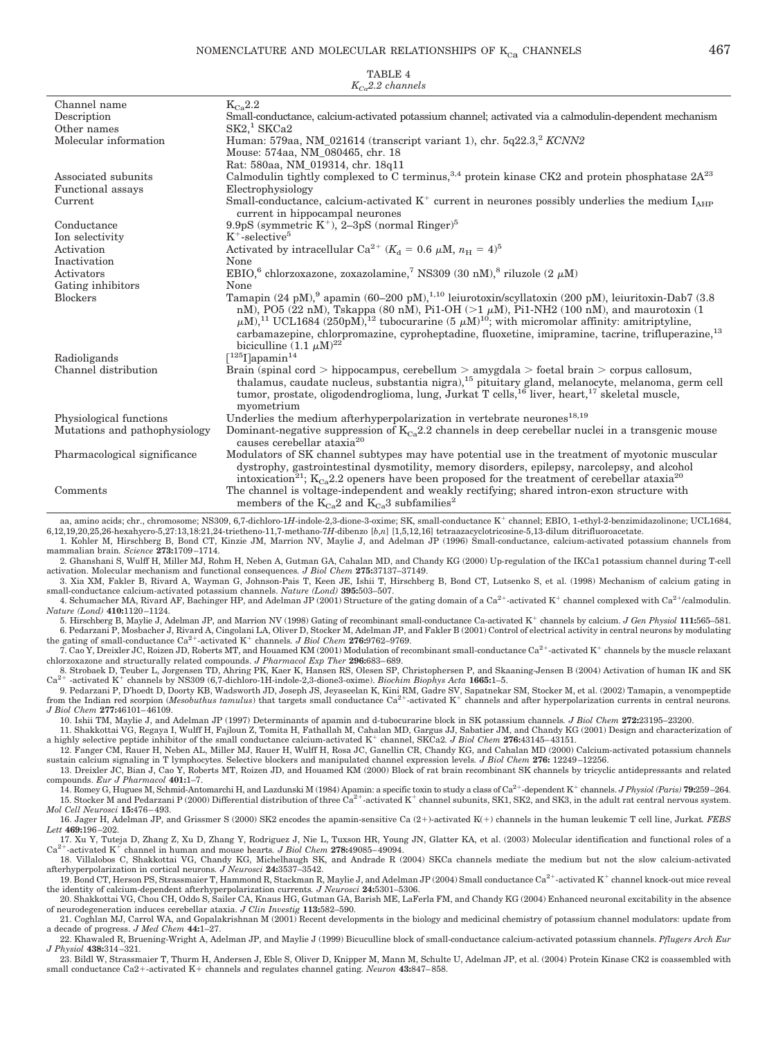TABLE 4
*$K_{Ca}2.2$ channels*

| | |
|---|---|
| Channel name | $K_{Ca}2.2$ |
| Description | Small-conductance, calcium-activated potassium channel; activated via a calmodulin-dependent mechanism |
| Other names | SK2,[1] SKCa2 |
| Molecular information | Human: 579aa, NM_021614 (transcript variant 1), chr. 5q22.3,[2] *KCNN2*<br>Mouse: 574aa, NM_080465, chr. 18<br>Rat: 580aa, NM_019314, chr. 18q11 |
| Associated subunits | Calmodulin tightly complexed to C terminus,[3,4] protein kinase CK2 and protein phosphatase 2A[23] |
| Functional assays | Electrophysiology |
| Current | Small-conductance, calcium-activated $K^+$ current in neurones possibly underlies the medium $I_{AHP}$ current in hippocampal neurones |
| Conductance | 9.9pS (symmetric $K^+$), 2–3pS (normal Ringer)[5] |
| Ion selectivity | $K^+$-selective[5] |
| Activation | Activated by intracellular $Ca^{2+}$ ($K_d$ = 0.6 $\mu$M, $n_H$ = 4)[5] |
| Inactivation | None |
| Activators | EBIO,[6] chlorzoxazone, zoxazolamine,[7] NS309 (30 nM),[8] riluzole (2 $\mu$M) |
| Gating inhibitors | None |
| Blockers | Tamapin (24 pM),[9] apamin (60–200 pM),[1,10] leiurotoxin/scyllatoxin (200 pM), leiuritoxin-Dab7 (3.8 nM), PO5 (22 nM), Tskappa (80 nM), Pi1-OH (>1 $\mu$M), Pi1-NH2 (100 nM), and maurotoxin (1 $\mu$M),[11] UCL1684 (250pM),[12] tubocurarine (5 $\mu$M)[10]; with micromolar affinity: amitriptyline, carbamazepine, chlorpromazine, cyproheptadine, fluoxetine, imipramine, tacrine, trifluperazine,[13] bicuculline (1.1 $\mu$M)[22] |
| Radioligands | [$^{125}$I]apamin[14] |
| Channel distribution | Brain (spinal cord > hippocampus, cerebellum > amygdala > foetal brain > corpus callosum, thalamus, caudate nucleus, substantia nigra),[15] pituitary gland, melanocyte, melanoma, germ cell tumor, prostate, oligodendroglioma, lung, Jurkat T cells,[16] liver, heart,[17] skeletal muscle, myometrium |
| Physiological functions | Underlies the medium afterhyperpolarization in vertebrate neurones[18,19] |
| Mutations and pathophysiology | Dominant-negative suppression of $K_{Ca}2.2$ channels in deep cerebellar nuclei in a transgenic mouse causes cerebellar ataxia[20] |
| Pharmacological significance | Modulators of SK channel subtypes may have potential use in the treatment of myotonic muscular dystrophy, gastrointestinal dysmotility, memory disorders, epilepsy, narcolepsy, and alcohol intoxication[21]; $K_{Ca}2.2$ openers have been proposed for the treatment of cerebellar ataxia[20] |
| Comments | The channel is voltage-independent and weakly rectifying; shared intron-exon structure with members of the $K_{Ca}2$ and $K_{Ca}3$ subfamilies[2] |

aa, amino acids; chr., chromosome; NS309, 6,7-dichloro-1*H*-indole-2,3-dione-3-oxime; SK, small-conductance $K^+$ channel; EBIO, 1-ethyl-2-benzimidazolinone; UCL1684, 6,12,19,20,25,26-hexahycro-5,27:13,18:21,24-trietheno-11,7-methano-7*H*-dibenzo [*b*,*n*] [1,5,12,16] tetraazacyclotricosine-5,13-dilum ditrifluoroacetate.

1. Kohler M, Hirschberg B, Bond CT, Kinzie JM, Marrion NV, Maylie J, and Adelman JP (1996) Small-conductance, calcium-activated potassium channels from mammalian brain. *Science* **273:**1709–1714.
2. Ghanshani S, Wulff H, Miller MJ, Rohm H, Neben A, Gutman GA, Cahalan MD, and Chandy KG (2000) Up-regulation of the IKCa1 potassium channel during T-cell activation. Molecular mechanism and functional consequences. *J Biol Chem* **275:**37137–37149.
3. Xia XM, Fakler B, Rivard A, Wayman G, Johnson-Pais T, Keen JE, Ishii T, Hirschberg B, Bond CT, Lutsenko S, et al. (1998) Mechanism of calcium gating in small-conductance calcium-activated potassium channels. *Nature (Lond)* **395:**503–507.
4. Schumacher MA, Rivard AF, Bachinger HP, and Adelman JP (2001) Structure of the gating domain of a $Ca^{2+}$-activated $K^+$ channel complexed with $Ca^{2+}$/calmodulin. *Nature (Lond)* **410:**1120–1124.
5. Hirschberg B, Maylie J, Adelman JP, and Marrion NV (1998) Gating of recombinant small-conductance Ca-activated $K^+$ channels by calcium. *J Gen Physiol* **111:**565–581.
6. Pedarzani P, Mosbacher J, Rivard A, Cingolani LA, Oliver D, Stocker M, Adelman JP, and Fakler B (2001) Control of electrical activity in central neurons by modulating the gating of small-conductance $Ca^{2+}$-activated $K^+$ channels. *J Biol Chem* **276:**9762–9769.
7. Cao Y, Dreixler JC, Roizen JD, Roberts MT, and Houamed KM (2001) Modulation of recombinant small-conductance $Ca^{2+}$-activated $K^+$ channels by the muscle relaxant chlorzoxazone and structurally related compounds. *J Pharmacol Exp Ther* **296:**683–689.
8. Strobaek D, Teuber L, Jorgensen TD, Ahring PK, Kaer K, Hansen RS, Olesen SP, Christophersen P, and Skaaning-Jensen B (2004) Activation of human IK and SK $Ca^{2+}$ -activated $K^+$ channels by NS309 (6,7-dichloro-1H-indole-2,3-dione3-oxime). *Biochim Biophys Acta* **1665:**1–5.
9. Pedarzani P, D'hoedt D, Doorty KB, Wadsworth JD, Joseph JS, Jeyaseelan K, Kini RM, Gadre SV, Sapatnekar SM, Stocker M, et al. (2002) Tamapin, a venompeptide from the Indian red scorpion (*Mesobuthus tamulus*) that targets small conductance $Ca^{2+}$-activated $K^+$ channels and after hyperpolarization currents in central neurons. *J Biol Chem* **277:**46101–46109.
10. Ishii TM, Maylie J, and Adelman JP (1997) Determinants of apamin and d-tubocurarine block in SK potassium channels. *J Biol Chem* **272:**23195–23200.
11. Shakkottai VG, Regaya I, Wulff H, Fajloun Z, Tomita H, Fathallah M, Cahalan MD, Gargus JJ, Sabatier JM, and Chandy KG (2001) Design and characterization of a highly selective peptide inhibitor of the small conductance calcium-activated $K^+$ channel, SKCa2. *J Biol Chem* **276:**43145–43151.
12. Fanger CM, Rauer H, Neben AL, Miller MJ, Rauer H, Wulff H, Rosa JC, Ganellin CR, Chandy KG, and Cahalan MD (2000) Calcium-activated potassium channels sustain calcium signaling in T lymphocytes. Selective blockers and manipulated channel expression levels. *J Biol Chem* **276:** 12249–12256.
13. Dreixler JC, Bian J, Cao Y, Roberts MT, Roizen JD, and Houamed KM (2000) Block of rat brain recombinant SK channels by tricyclic antidepressants and related compounds. *Eur J Pharmacol* **401:**1–7.
14. Romey G, Hugues M, Schmid-Antomarchi H, and Lazdunski M (1984) Apamin: a specific toxin to study a class of $Ca^{2+}$-dependent $K^+$ channels. *J Physiol (Paris)* **79:**259–264.
15. Stocker M and Pedarzani P (2000) Differential distribution of three $Ca^{2+}$-activated $K^+$ channel subunits, SK1, SK2, and SK3, in the adult rat central nervous system. *Mol Cell Neurosci* **15:**476–493.
16. Jager H, Adelman JP, and Grissmer S (2000) SK2 encodes the apamin-sensitive Ca (2+)-activated K(+) channels in the human leukemic T cell line, Jurkat. *FEBS Lett* **469:**196–202.
17. Xu Y, Tuteja D, Zhang Z, Xu D, Zhang Y, Rodriguez J, Nie L, Tuxson HR, Young JN, Glatter KA, et al. (2003) Molecular identification and functional roles of a $Ca^{2+}$-activated $K^+$ channel in human and mouse hearts. *J Biol Chem* **278:**49085–49094.
18. Villalobos C, Shakkottai VG, Chandy KG, Michelhaugh SK, and Andrade R (2004) SKCa channels mediate the medium but not the slow calcium-activated afterhyperpolarization in cortical neurons. *J Neurosci* **24:**3537–3542.
19. Bond CT, Herson PS, Strassmaier T, Hammond R, Stackman R, Maylie J, and Adelman JP (2004) Small conductance $Ca^{2+}$-activated $K^+$ channel knock-out mice reveal the identity of calcium-dependent afterhyperpolarization currents. *J Neurosci* **24:**5301–5306.
20. Shakkottai VG, Chou CH, Oddo S, Sailer CA, Knaus HG, Gutman GA, Barish ME, LaFerla FM, and Chandy KG (2004) Enhanced neuronal excitability in the absence of neurodegeneration induces cerebellar ataxia. *J Clin Investig* **113:**582–590.
21. Coghlan MJ, Carrol WA, and Gopalakrishnan M (2001) Recent developments in the biology and medicinal chemistry of potassium channel modulators: update from a decade of progress. *J Med Chem* **44:**1–27.
22. Khawaled R, Bruening-Wright A, Adelman JP, and Maylie J (1999) Bicuculline block of small-conductance calcium-activated potassium channels. *Pflugers Arch Eur J Physiol* **438:**314–321.
23. Bildl W, Strassmaier T, Thurm H, Andersen J, Eble S, Oliver D, Knipper M, Mann M, Schulte U, Adelman JP, et al. (2004) Protein Kinase CK2 is coassembled with small conductance Ca2+-activated K+ channels and regulates channel gating. *Neuron* **43:**847–858.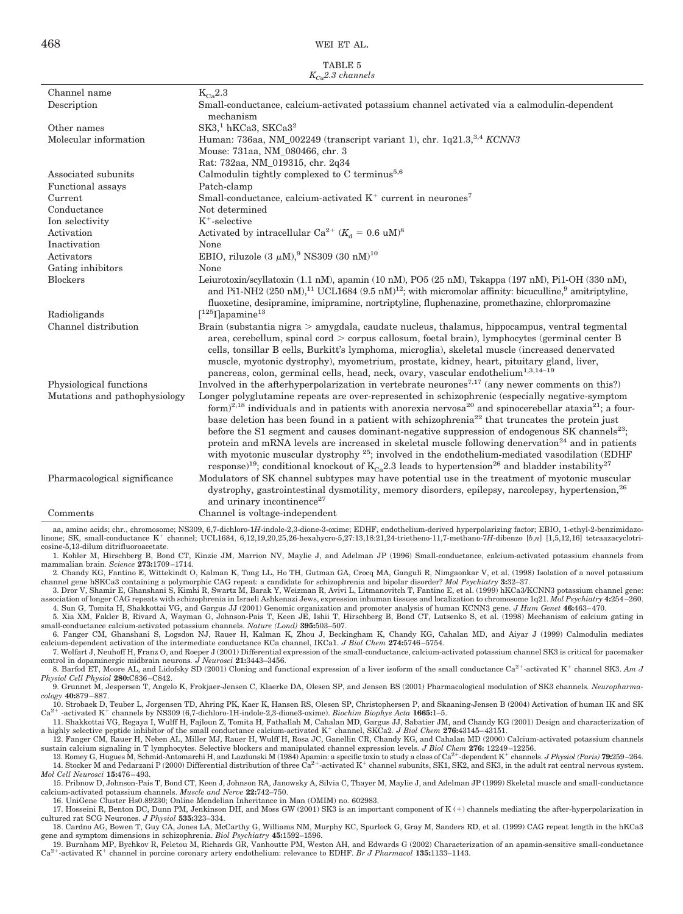TABLE 5
*$K_{Ca}2.3$ channels*

| | |
|---|---|
| Channel name | $K_{Ca}2.3$ |
| Description | Small-conductance, calcium-activated potassium channel activated via a calmodulin-dependent mechanism |
| Other names | SK3,[1] hKCa3, SKCa3[2] |
| Molecular information | Human: 736aa, NM_002249 (transcript variant 1), chr. 1q21.3,[3,4] *KCNN3*<br>Mouse: 731aa, NM_080466, chr. 3<br>Rat: 732aa, NM_019315, chr. 2q34 |
| Associated subunits | Calmodulin tightly complexed to C terminus[5,6] |
| Functional assays | Patch-clamp |
| Current | Small-conductance, calcium-activated $K^+$ current in neurones[7] |
| Conductance | Not determined |
| Ion selectivity | $K^+$-selective |
| Activation | Activated by intracellular $Ca^{2+}$ ($K_d$ = 0.6 uM)[8] |
| Inactivation | None |
| Activators | EBIO, riluzole (3 $\mu$M),[9] NS309 (30 nM)[10] |
| Gating inhibitors | None |
| Blockers | Leiurotoxin/scyllatoxin (1.1 nM), apamin (10 nM), PO5 (25 nM), Tskappa (197 nM), Pi1-OH (330 nM), and Pi1-NH2 (250 nM),[11] UCL1684 (9.5 nM)[12]; with micromolar affinity: bicuculline,[9] amitriptyline, fluoxetine, desipramine, imipramine, nortriptyline, fluphenazine, promethazine, chlorpromazine |
| Radioligands | [$^{125}$I]apamine[13] |
| Channel distribution | Brain (substantia nigra > amygdala, caudate nucleus, thalamus, hippocampus, ventral tegmental area, cerebellum, spinal cord > corpus callosum, foetal brain), lymphocytes (germinal center B cells, tonsillar B cells, Burkitt's lymphoma, microglia), skeletal muscle (increased denervated muscle, myotonic dystrophy), myometrium, prostate, kidney, heart, pituitary gland, liver, pancreas, colon, germinal cells, head, neck, ovary, vascular endothelium[1,3,14–19] |
| Physiological functions | Involved in the afterhyperpolarization in vertebrate neurones[7,17] (any newer comments on this?) |
| Mutations and pathophysiology | Longer polyglutamine repeats are over-represented in schizophrenic (especially negative-symptom form)[2,18] individuals and in patients with anorexia nervosa[20] and spinocerebellar ataxia[21]; a four-base deletion has been found in a patient with schizophrenia[22] that truncates the protein just before the S1 segment and causes dominant-negative suppression of endogenous SK channels[23]; protein and mRNA levels are increased in skeletal muscle following denervation[24] and in patients with myotonic muscular dystrophy [25]; involved in the endothelium-mediated vasodilation (EDHF response)[19]; conditional knockout of $K_{Ca}2.3$ leads to hypertension[26] and bladder instability[27] |
| Pharmacological significance | Modulators of SK channel subtypes may have potential use in the treatment of myotonic muscular dystrophy, gastrointestinal dysmotility, memory disorders, epilepsy, narcolepsy, hypertension,[26] and urinary incontinence[27] |
| Comments | Channel is voltage-independent |

aa, amino acids; chr., chromosome; NS309, 6,7-dichloro-1*H*-indole-2,3-dione-3-oxime; EDHF, endothelium-derived hyperpolarizing factor; EBIO, 1-ethyl-2-benzimidazolinone; SK, small-conductance $K^+$ channel; UCL1684, 6,12,19,20,25,26-hexahycro-5,27:13,18:21,24-trietheno-11,7-methano-7*H*-dibenzo [*b,n*] [1,5,12,16] tetraazacyclotricosine-5,13-dilum ditrifluoroacetate.

1. Kohler M, Hirschberg B, Bond CT, Kinzie JM, Marrion NV, Maylie J, and Adelman JP (1996) Small-conductance, calcium-activated potassium channels from mammalian brain. *Science* **273:**1709–1714.
2. Chandy KG, Fantino E, Wittekindt O, Kalman K, Tong LL, Ho TH, Gutman GA, Crocq MA, Ganguli R, Nimgaonkar V, et al. (1998) Isolation of a novel potassium channel gene hSKCa3 containing a polymorphic CAG repeat: a candidate for schizophrenia and bipolar disorder? *Mol Psychiatry* **3:**32–37.
3. Dror V, Shamir E, Ghanshani S, Kimhi R, Swartz M, Barak Y, Weizman R, Avivi L, Litmanovitch T, Fantino E, et al. (1999) hKCa3/KCNN3 potassium channel gene: association of longer CAG repeats with schizophrenia in Israeli Ashkenazi Jews, expression inhuman tissues and localization to chromosome 1q21. *Mol Psychiatry* **4:**254–260.
4. Sun G, Tomita H, Shakkottai VG, and Gargus JJ (2001) Genomic organization and promoter analysis of human KCNN3 gene. *J Hum Genet* **46:**463–470.
5. Xia XM, Fakler B, Rivard A, Wayman G, Johnson-Pais T, Keen JE, Ishii T, Hirschberg B, Bond CT, Lutsenko S, et al. (1998) Mechanism of calcium gating in small-conductance calcium-activated potassium channels. *Nature (Lond)* **395:**503–507.
6. Fanger CM, Ghanshani S, Logsdon NJ, Rauer H, Kalman K, Zhou J, Beckingham K, Chandy KG, Cahalan MD, and Aiyar J (1999) Calmodulin mediates calcium-dependent activation of the intermediate conductance KCa channel, IKCa1. *J Biol Chem* **274:**5746–5754.
7. Wolfart J, Neuhoff H, Franz O, and Roeper J (2001) Differential expression of the small-conductance, calcium-activated potassium channel SK3 is critical for pacemaker control in dopaminergic midbrain neurons. *J Neurosci* **21:**3443–3456.
8. Barfod ET, Moore AL, and Lidofsky SD (2001) Cloning and functional expression of a liver isoform of the small conductance $Ca^{2+}$-activated $K^+$ channel SK3. *Am J Physiol Cell Physiol* **280:**C836–C842.
9. Grunnet M, Jespersen T, Angelo K, Frokjaer-Jensen C, Klaerke DA, Olesen SP, and Jensen BS (2001) Pharmacological modulation of SK3 channels. *Neuropharmacology* **40:**879–887.
10. Strobaek D, Teuber L, Jorgensen TD, Ahring PK, Kaer K, Hansen RS, Olesen SP, Christophersen P, and Skaaning-Jensen B (2004) Activation of human IK and SK $Ca^{2+}$ -activated $K^+$ channels by NS309 (6,7-dichloro-1H-indole-2,3-dione3-oxime). *Biochim Biophys Acta* **1665:**1–5.
11. Shakkottai VG, Regaya I, Wulff H, Fajloun Z, Tomita H, Fathallah M, Cahalan MD, Gargus JJ, Sabatier JM, and Chandy KG (2001) Design and characterization of a highly selective peptide inhibitor of the small conductance calcium-activated $K^+$ channel, SKCa2. *J Biol Chem* **276:**43145–43151.
12. Fanger CM, Rauer H, Neben AL, Miller MJ, Rauer H, Wulff H, Rosa JC, Ganellin CR, Chandy KG, and Cahalan MD (2000) Calcium-activated potassium channels sustain calcium signaling in T lymphocytes. Selective blockers and manipulated channel expression levels. *J Biol Chem* **276:** 12249–12256.
13. Romey G, Hugues M, Schmid-Antomarchi H, and Lazdunski M (1984) Apamin: a specific toxin to study a class of $Ca^{2+}$-dependent $K^+$ channels. *J Physiol (Paris)* **79:**259–264.
14. Stocker M and Pedarzani P (2000) Differential distribution of three $Ca^{2+}$-activated $K^+$ channel subunits, SK1, SK2, and SK3, in the adult rat central nervous system. *Mol Cell Neurosci* **15:**476–493.
15. Pribnow D, Johnson-Pais T, Bond CT, Keen J, Johnson RA, Janowsky A, Silvia C, Thayer M, Maylie J, and Adelman JP (1999) Skeletal muscle and small-conductance calcium-activated potassium channels. *Muscle and Nerve* **22:**742–750.
16. UniGene Cluster Hs0.89230; Online Mendelian Inheritance in Man (OMIM) no. 602983.
17. Hosseini R, Benton DC, Dunn PM, Jenkinson DH, and Moss GW (2001) SK3 is an important component of K (+) channels mediating the after-hyperpolarization in cultured rat SCG Neurones. *J Physiol* **535:**323–334.
18. Cardno AG, Bowen T, Guy CA, Jones LA, McCarthy G, Williams NM, Murphy KC, Spurlock G, Gray M, Sanders RD, et al. (1999) CAG repeat length in the hKCa3 gene and symptom dimensions in schizophrenia. *Biol Psychiatry* **45:**1592–1596.
19. Burnham MP, Bychkov R, Feletou M, Richards GR, Vanhoutte PM, Weston AH, and Edwards G (2002) Characterization of an apamin-sensitive small-conductance $Ca^{2+}$-activated $K^+$ channel in porcine coronary artery endothelium: relevance to EDHF. *Br J Pharmacol* **135:**1133–1143.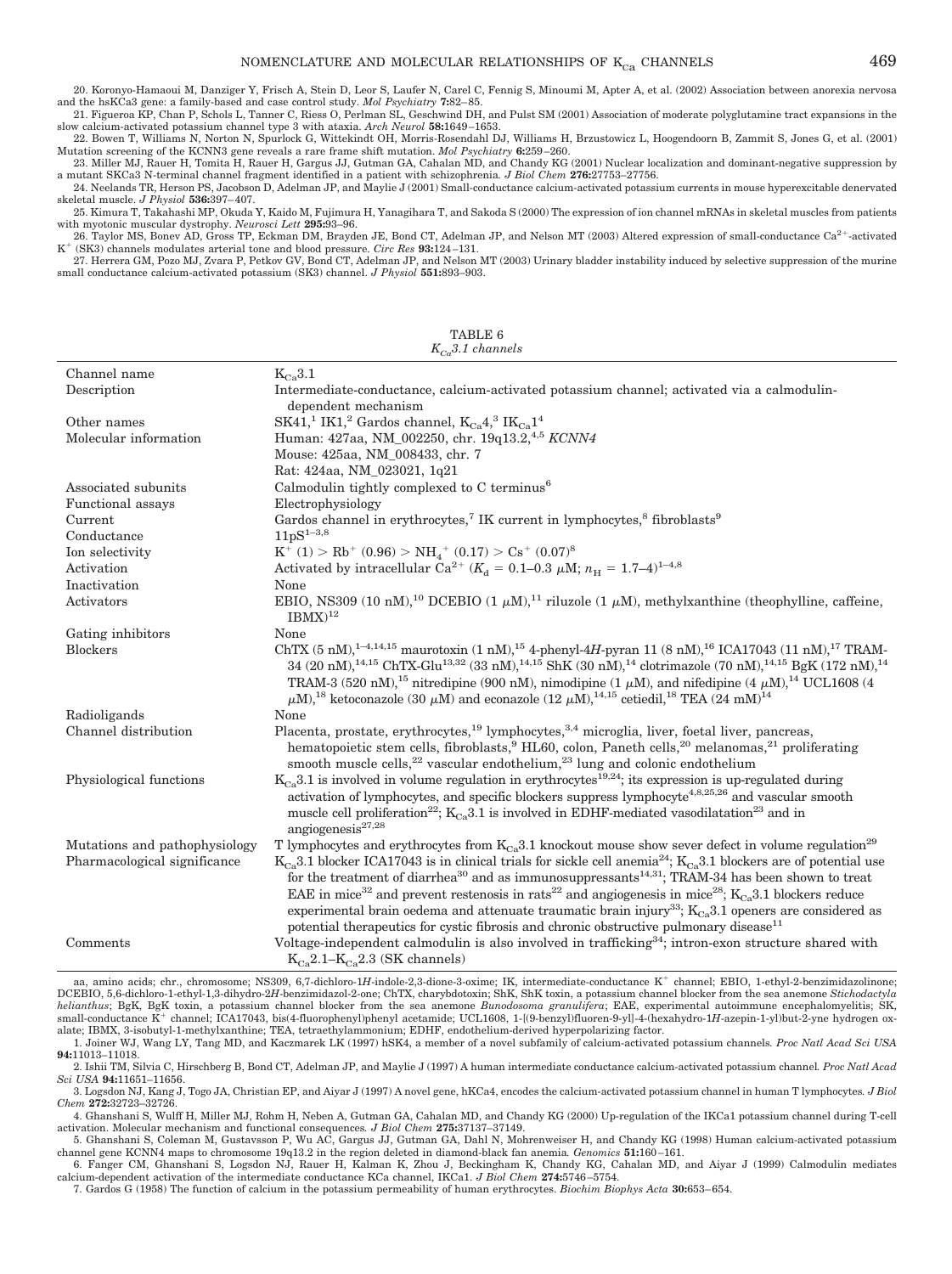20. Koronyo-Hamaoui M, Danziger Y, Frisch A, Stein D, Leor S, Laufer N, Carel C, Fennig S, Minoumi M, Apter A, et al. (2002) Association between anorexia nervosa and the hsKCa3 gene: a family-based and case control study. *Mol Psychiatry* **7:**82–85.

21. Figueroa KP, Chan P, Schols L, Tanner C, Riess O, Perlman SL, Geschwind DH, and Pulst SM (2001) Association of moderate polyglutamine tract expansions in the slow calcium-activated potassium channel type 3 with ataxia. *Arch Neurol* **58:**1649–1653.

22. Bowen T, Williams N, Norton N, Spurlock G, Wittekindt OH, Morris-Rosendahl DJ, Williams H, Brzustowicz L, Hoogendoorn B, Zammit S, Jones G, et al. (2001) Mutation screening of the KCNN3 gene reveals a rare frame shift mutation. *Mol Psychiatry* **6:**259–260.

23. Miller MJ, Rauer H, Tomita H, Rauer H, Gargus JJ, Gutman GA, Cahalan MD, and Chandy KG (2001) Nuclear localization and dominant-negative suppression by a mutant SKCa3 N-terminal channel fragment identified in a patient with schizophrenia. *J Biol Chem* **276:**27753–27756.

24. Neelands TR, Herson PS, Jacobson D, Adelman JP, and Maylie J (2001) Small-conductance calcium-activated potassium currents in mouse hyperexcitable denervated skeletal muscle. *J Physiol* **536:**397–407.

25. Kimura T, Takahashi MP, Okuda Y, Kaido M, Fujimura H, Yanagihara T, and Sakoda S (2000) The expression of ion channel mRNAs in skeletal muscles from patients with myotonic muscular dystrophy. *Neurosci Lett* **295:**93–96.

26. Taylor MS, Bonev AD, Gross TP, Eckman DM, Brayden JE, Bond CT, Adelman JP, and Nelson MT (2003) Altered expression of small-conductance $Ca^{2+}$-activated $K^+$ (SK3) channels modulates arterial tone and blood pressure. *Circ Res* **93:**124–131.

27. Herrera GM, Pozo MJ, Zvara P, Petkov GV, Bond CT, Adelman JP, and Nelson MT (2003) Urinary bladder instability induced by selective suppression of the murine small conductance calcium-activated potassium (SK3) channel. *J Physiol* **551:**893–903.

TABLE 6
*$K_{Ca}$3.1 channels*

| | |
|---|---|
| Channel name | $K_{Ca}$3.1 |
| Description | Intermediate-conductance, calcium-activated potassium channel; activated via a calmodulin-dependent mechanism |
| Other names | SK41,[1] IK1,[2] Gardos channel, $K_{Ca}$4,[3] $IK_{Ca}$1[4] |
| Molecular information | Human: 427aa, NM_002250, chr. 19q13.2,[4,5] *KCNN4*<br>Mouse: 425aa, NM_008433, chr. 7<br>Rat: 424aa, NM_023021, 1q21 |
| Associated subunits | Calmodulin tightly complexed to C terminus[6] |
| Functional assays | Electrophysiology |
| Current | Gardos channel in erythrocytes,[7] IK current in lymphocytes,[8] fibroblasts[9] |
| Conductance | 11pS[1–3,8] |
| Ion selectivity | $K^+$ (1) > $Rb^+$ (0.96) > $NH_4^+$ (0.17) > $Cs^+$ (0.07)[8] |
| Activation | Activated by intracellular $Ca^{2+}$ ($K_d$ = 0.1–0.3 μM; $n_H$ = 1.7–4)[1–4,8] |
| Inactivation | None |
| Activators | EBIO, NS309 (10 nM),[10] DCEBIO (1 μM),[11] riluzole (1 μM), methylxanthine (theophylline, caffeine, IBMX)[12] |
| Gating inhibitors | None |
| Blockers | ChTX (5 nM),[1–4,14,15] maurotoxin (1 nM),[15] 4-phenyl-4*H*-pyran 11 (8 nM),[16] ICA17043 (11 nM),[17] TRAM-34 (20 nM),[14,15] ChTX-Glu[13,32] (33 nM),[14,15] ShK (30 nM),[14] clotrimazole (70 nM),[14,15] BgK (172 nM),[14] TRAM-3 (520 nM),[15] nitredipine (900 nM), nimodipine (1 μM), and nifedipine (4 μM),[14] UCL1608 (4 μM),[18] ketoconazole (30 μM) and econazole (12 μM),[14,15] cetiedil,[18] TEA (24 mM)[14] |
| Radioligands | None |
| Channel distribution | Placenta, prostate, erythrocytes,[19] lymphocytes,[3,4] microglia, liver, foetal liver, pancreas, hematopoietic stem cells, fibroblasts,[9] HL60, colon, Paneth cells,[20] melanomas,[21] proliferating smooth muscle cells,[22] vascular endothelium,[23] lung and colonic endothelium |
| Physiological functions | $K_{Ca}$3.1 is involved in volume regulation in erythrocytes[19,24]; its expression is up-regulated during activation of lymphocytes, and specific blockers suppress lymphocyte[4,8,25,26] and vascular smooth muscle cell proliferation[22]; $K_{Ca}$3.1 is involved in EDHF-mediated vasodilatation[23] and in angiogenesis[27,28] |
| Mutations and pathophysiology | T lymphocytes and erythrocytes from $K_{Ca}$3.1 knockout mouse show sever defect in volume regulation[29] |
| Pharmacological significance | $K_{Ca}$3.1 blocker ICA17043 is in clinical trials for sickle cell anemia[24]; $K_{Ca}$3.1 blockers are of potential use for the treatment of diarrhea[30] and as immunosuppressants[14,31]; TRAM-34 has been shown to treat EAE in mice[32] and prevent restenosis in rats[22] and angiogenesis in mice[28]; $K_{Ca}$3.1 blockers reduce experimental brain oedema and attenuate traumatic brain injury[33]; $K_{Ca}$3.1 openers are considered as potential therapeutics for cystic fibrosis and chronic obstructive pulmonary disease[11] |
| Comments | Voltage-independent calmodulin is also involved in trafficking[34]; intron-exon structure shared with $K_{Ca}$2.1–$K_{Ca}$2.3 (SK channels) |

aa, amino acids; chr., chromosome; NS309, 6,7-dichloro-1*H*-indole-2,3-dione-3-oxime; IK, intermediate-conductance $K^+$ channel; EBIO, 1-ethyl-2-benzimidazolinone; DCEBIO, 5,6-dichloro-1-ethyl-1,3-dihydro-2*H*-benzimidazol-2-one; ChTX, charybdotoxin; ShK, ShK toxin, a potassium channel blocker from the sea anemone *Stichodactyla helianthus*; BgK, BgK toxin, a potassium channel blocker from the sea anemone *Bunodosoma granulifera*; EAE, experimental autoimmune encephalomyelitis; SK, small-conductance $K^+$ channel; ICA17043, bis(4-fluorophenyl)phenyl acetamide; UCL1608, 1-[(9-benzyl)fluoren-9-yl]-4-(hexahydro-1*H*-azepin-1-yl)but-2-yne hydrogen oxalate; IBMX, 3-isobutyl-1-methylxanthine; TEA, tetraethylammonium; EDHF, endothelium-derived hyperpolarizing factor.

1. Joiner WJ, Wang LY, Tang MD, and Kaczmarek LK (1997) hSK4, a member of a novel subfamily of calcium-activated potassium channels. *Proc Natl Acad Sci USA* **94:**11013–11018.

2. Ishii TM, Silvia C, Hirschberg B, Bond CT, Adelman JP, and Maylie J (1997) A human intermediate conductance calcium-activated potassium channel. *Proc Natl Acad Sci USA* **94:**11651–11656.

3. Logsdon NJ, Kang J, Togo JA, Christian EP, and Aiyar J (1997) A novel gene, hKCa4, encodes the calcium-activated potassium channel in human T lymphocytes. *J Biol Chem* **272:**32723–32726.

4. Ghanshani S, Wulff H, Miller MJ, Rohm H, Neben A, Gutman GA, Cahalan MD, and Chandy KG (2000) Up-regulation of the IKCa1 potassium channel during T-cell activation. Molecular mechanism and functional consequences. *J Biol Chem* **275:**37137–37149.

5. Ghanshani S, Coleman M, Gustavsson P, Wu AC, Gargus JJ, Gutman GA, Dahl N, Mohrenweiser H, and Chandy KG (1998) Human calcium-activated potassium channel gene KCNN4 maps to chromosome 19q13.2 in the region deleted in diamond-black fan anemia. *Genomics* **51:**160–161.

6. Fanger CM, Ghanshani S, Logsdon NJ, Rauer H, Kalman K, Zhou J, Beckingham K, Chandy KG, Cahalan MD, and Aiyar J (1999) Calmodulin mediates calcium-dependent activation of the intermediate conductance KCa channel, IKCa1. *J Biol Chem* **274:**5746–5754.

7. Gardos G (1958) The function of calcium in the potassium permeability of human erythrocytes. *Biochim Biophys Acta* **30:**653–654.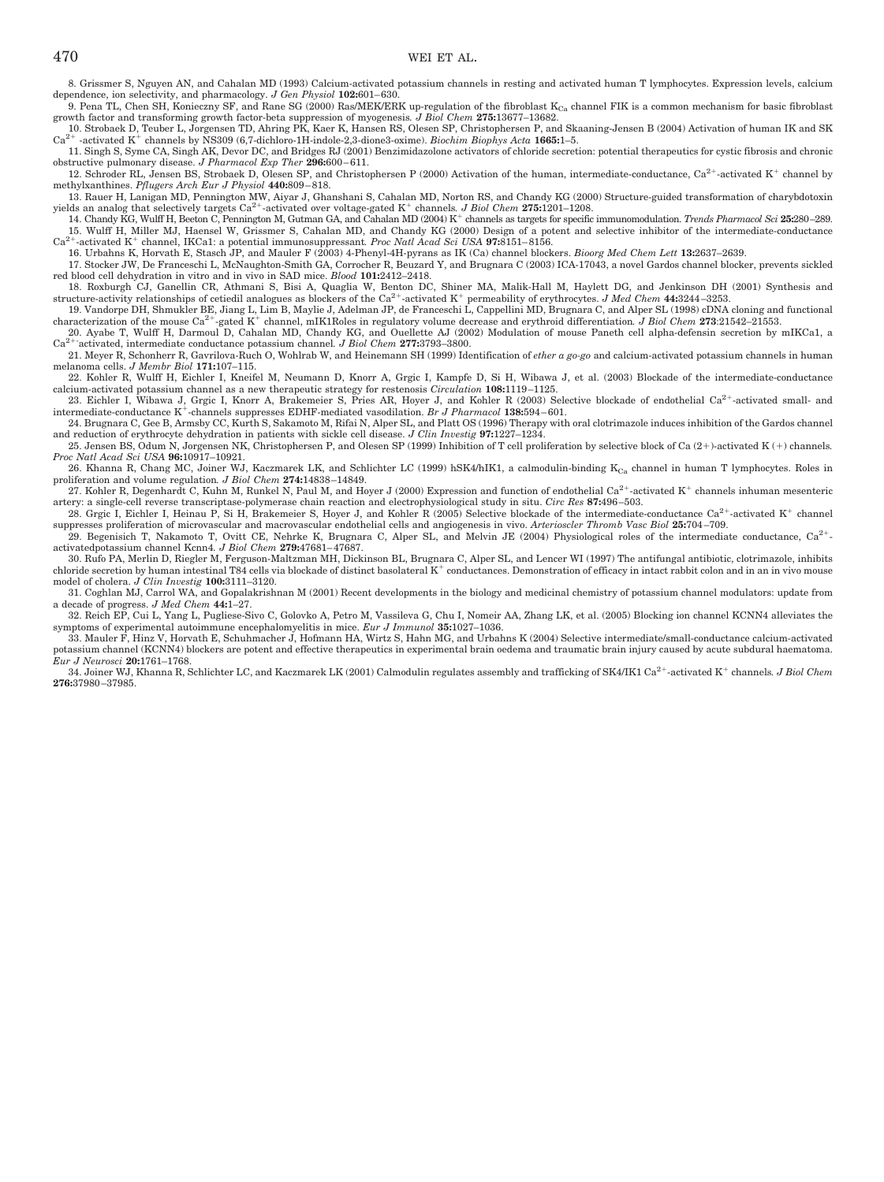8. Grissmer S, Nguyen AN, and Cahalan MD (1993) Calcium-activated potassium channels in resting and activated human T lymphocytes. Expression levels, calcium dependence, ion selectivity, and pharmacology. *J Gen Physiol* **102:**601–630.

9. Pena TL, Chen SH, Konieczny SF, and Rane SG (2000) Ras/MEK/ERK up-regulation of the fibroblast $K_{Ca}$ channel FIK is a common mechanism for basic fibroblast growth factor and transforming growth factor-beta suppression of myogenesis. *J Biol Chem* **275:**13677–13682.

10. Strobaek D, Teuber L, Jorgensen TD, Ahring PK, Kaer K, Hansen RS, Olesen SP, Christophersen P, and Skaaning-Jensen B (2004) Activation of human IK and SK $Ca^{2+}$ -activated $K^+$ channels by NS309 (6,7-dichloro-1H-indole-2,3-dione3-oxime). *Biochim Biophys Acta* **1665:**1–5.

11. Singh S, Syme CA, Singh AK, Devor DC, and Bridges RJ (2001) Benzimidazolone activators of chloride secretion: potential therapeutics for cystic fibrosis and chronic obstructive pulmonary disease. *J Pharmacol Exp Ther* **296:**600–611.

12. Schroder RL, Jensen BS, Strobaek D, Olesen SP, and Christophersen P (2000) Activation of the human, intermediate-conductance, $Ca^{2+}$-activated $K^+$ channel by methylxanthines. *Pflugers Arch Eur J Physiol* **440:**809–818.

13. Rauer H, Lanigan MD, Pennington MW, Aiyar J, Ghanshani S, Cahalan MD, Norton RS, and Chandy KG (2000) Structure-guided transformation of charybdotoxin yields an analog that selectively targets $Ca^{2+}$-activated over voltage-gated $K^+$ channels. *J Biol Chem* **275:**1201–1208.

14. Chandy KG, Wulff H, Beeton C, Pennington M, Gutman GA, and Cahalan MD (2004) $K^+$ channels as targets for specific immunomodulation. *Trends Pharmacol Sci* **25:**280–289.

15. Wulff H, Miller MJ, Haensel W, Grissmer S, Cahalan MD, and Chandy KG (2000) Design of a potent and selective inhibitor of the intermediate-conductance $Ca^{2+}$-activated $K^+$ channel, IKCa1: a potential immunosuppressant. *Proc Natl Acad Sci USA* **97:**8151–8156.

16. Urbahns K, Horvath E, Stasch JP, and Mauler F (2003) 4-Phenyl-4H-pyrans as IK (Ca) channel blockers. *Bioorg Med Chem Lett* **13:**2637–2639.

17. Stocker JW, De Franceschi L, McNaughton-Smith GA, Corrocher R, Beuzard Y, and Brugnara C (2003) ICA-17043, a novel Gardos channel blocker, prevents sickled red blood cell dehydration in vitro and in vivo in SAD mice. *Blood* **101:**2412–2418.

18. Roxburgh CJ, Ganellin CR, Athmani S, Bisi A, Quaglia W, Benton DC, Shiner MA, Malik-Hall M, Haylett DG, and Jenkinson DH (2001) Synthesis and structure-activity relationships of cetiedil analogues as blockers of the $Ca^{2+}$-activated $K^+$ permeability of erythrocytes. *J Med Chem* **44:**3244–3253.

19. Vandorpe DH, Shmukler BE, Jiang L, Lim B, Maylie J, Adelman JP, de Franceschi L, Cappellini MD, Brugnara C, and Alper SL (1998) cDNA cloning and functional characterization of the mouse $Ca^{2+}$-gated $K^+$ channel, mIK1Roles in regulatory volume decrease and erythroid differentiation. *J Biol Chem* **273:**21542–21553.

20. Ayabe T, Wulff H, Darmoul D, Cahalan MD, Chandy KG, and Ouellette AJ (2002) Modulation of mouse Paneth cell alpha-defensin secretion by mIKCa1, a $Ca^{2+}$activated, intermediate conductance potassium channel. *J Biol Chem* **277:**3793–3800.

21. Meyer R, Schonherr R, Gavrilova-Ruch O, Wohlrab W, and Heinemann SH (1999) Identification of *ether a go-go* and calcium-activated potassium channels in human melanoma cells. *J Membr Biol* **171:**107–115.

22. Kohler R, Wulff H, Eichler I, Kneifel M, Neumann D, Knorr A, Grgic I, Kampfe D, Si H, Wibawa J, et al. (2003) Blockade of the intermediate-conductance calcium-activated potassium channel as a new therapeutic strategy for restenosis *Circulation* **108:**1119–1125.

23. Eichler I, Wibawa J, Grgic I, Knorr A, Brakemeier S, Pries AR, Hoyer J, and Kohler R (2003) Selective blockade of endothelial $Ca^{2+}$-activated small- and intermediate-conductance $K^+$-channels suppresses EDHF-mediated vasodilation. *Br J Pharmacol* **138:**594–601.

24. Brugnara C, Gee B, Armsby CC, Kurth S, Sakamoto M, Rifai N, Alper SL, and Platt OS (1996) Therapy with oral clotrimazole induces inhibition of the Gardos channel and reduction of erythrocyte dehydration in patients with sickle cell disease. *J Clin Investig* **97:**1227–1234.

25. Jensen BS, Odum N, Jorgensen NK, Christophersen P, and Olesen SP (1999) Inhibition of T cell proliferation by selective block of Ca (2+)-activated K (+) channels. *Proc Natl Acad Sci USA* **96:**10917–10921.

26. Khanna R, Chang MC, Joiner WJ, Kaczmarek LK, and Schlichter LC (1999) hSK4/hIK1, a calmodulin-binding $K_{Ca}$ channel in human T lymphocytes. Roles in proliferation and volume regulation. *J Biol Chem* **274:**14838–14849.

27. Kohler R, Degenhardt C, Kuhn M, Runkel N, Paul M, and Hoyer J (2000) Expression and function of endothelial $Ca^{2+}$-activated $K^+$ channels inhuman mesenteric artery: a single-cell reverse transcriptase-polymerase chain reaction and electrophysiological study in situ. *Circ Res* **87:**496–503.

28. Grgic I, Eichler I, Heinau P, Si H, Brakemeier S, Hoyer J, and Kohler R (2005) Selective blockade of the intermediate-conductance $Ca^{2+}$-activated $K^+$ channel suppresses proliferation of microvascular and macrovascular endothelial cells and angiogenesis in vivo. *Arterioscler Thromb Vasc Biol* **25:**704–709.

29. Begenisich T, Nakamoto T, Ovitt CE, Nehrke K, Brugnara C, Alper SL, and Melvin JE (2004) Physiological roles of the intermediate conductance, $Ca^{2+}$-activatedpotassium channel Kcnn4. *J Biol Chem* **279:**47681–47687.

30. Rufo PA, Merlin D, Riegler M, Ferguson-Maltzman MH, Dickinson BL, Brugnara C, Alper SL, and Lencer WI (1997) The antifungal antibiotic, clotrimazole, inhibits chloride secretion by human intestinal T84 cells via blockade of distinct basolateral $K^+$ conductances. Demonstration of efficacy in intact rabbit colon and in an in vivo mouse model of cholera. *J Clin Investig* **100:**3111–3120.

31. Coghlan MJ, Carrol WA, and Gopalakrishnan M (2001) Recent developments in the biology and medicinal chemistry of potassium channel modulators: update from a decade of progress. *J Med Chem* **44:**1–27.

32. Reich EP, Cui L, Yang L, Pugliese-Sivo C, Golovko A, Petro M, Vassileva G, Chu I, Nomeir AA, Zhang LK, et al. (2005) Blocking ion channel KCNN4 alleviates the symptoms of experimental autoimmune encephalomyelitis in mice. *Eur J Immunol* **35:**1027–1036.

33. Mauler F, Hinz V, Horvath E, Schuhmacher J, Hofmann HA, Wirtz S, Hahn MG, and Urbahns K (2004) Selective intermediate/small-conductance calcium-activated potassium channel (KCNN4) blockers are potent and effective therapeutics in experimental brain oedema and traumatic brain injury caused by acute subdural haematoma. *Eur J Neurosci* **20:**1761–1768.

34. Joiner WJ, Khanna R, Schlichter LC, and Kaczmarek LK (2001) Calmodulin regulates assembly and trafficking of SK4/IK1 $Ca^{2+}$-activated $K^+$ channels. *J Biol Chem* **276:**37980–37985.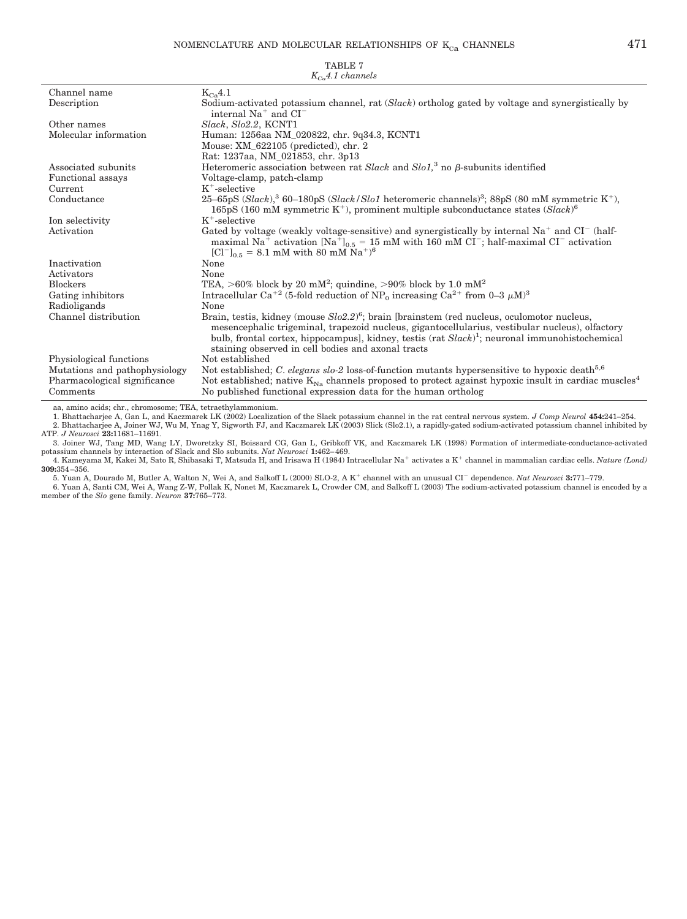TABLE 7

*$K_{Ca}$4.1 channels*

| | |
|---|---|
| Channel name | $K_{Ca}$4.1 |
| Description | Sodium-activated potassium channel, rat (*Slack*) ortholog gated by voltage and synergistically by internal $Na^+$ and $Cl^-$ |
| Other names | *Slack*, *Slo2.2*, KCNT1 |
| Molecular information | Human: 1256aa NM_020822, chr. 9q34.3, KCNT1<br>Mouse: XM_622105 (predicted), chr. 2<br>Rat: 1237aa, NM_021853, chr. 3p13 |
| Associated subunits | Heteromeric association between rat *Slack* and *Slo1,*[3] no β-subunits identified |
| Functional assays | Voltage-clamp, patch-clamp |
| Current | $K^+$-selective |
| Conductance | 25–65pS (*Slack*),[3] 60–180pS (*Slack*/*Slo1* heteromeric channels)[3]; 88pS (80 mM symmetric $K^+$), 165pS (160 mM symmetric $K^+$), prominent multiple subconductance states (*Slack*)[6] |
| Ion selectivity | $K^+$-selective |
| Activation | Gated by voltage (weakly voltage-sensitive) and synergistically by internal $Na^+$ and $Cl^-$ (half-maximal $Na^+$ activation $[Na^+]_{0.5}$ = 15 mM with 160 mM $Cl^-$; half-maximal $Cl^-$ activation $[Cl^-]_{0.5}$ = 8.1 mM with 80 mM $Na^+$)[6] |
| Inactivation | None |
| Activators | None |
| Blockers | TEA, >60% block by 20 mM[2]; quindine, >90% block by 1.0 mM[2] |
| Gating inhibitors | Intracellular $Ca^{+2}$ (5-fold reduction of $NP_0$ increasing $Ca^{2+}$ from 0–3 μM)[3] |
| Radioligands | None |
| Channel distribution | Brain, testis, kidney (mouse *Slo2.2*)[6]; brain [brainstem (red nucleus, oculomotor nucleus, mesencephalic trigeminal, trapezoid nucleus, gigantocellularius, vestibular nucleus), olfactory bulb, frontal cortex, hippocampus], kidney, testis (rat *Slack*)[1]; neuronal immunohistochemical staining observed in cell bodies and axonal tracts |
| Physiological functions | Not established |
| Mutations and pathophysiology | Not established; *C. elegans slo-2* loss-of-function mutants hypersensitive to hypoxic death[5,6] |
| Pharmacological significance | Not established; native $K_{Na}$ channels proposed to protect against hypoxic insult in cardiac muscles[4] |
| Comments | No published functional expression data for the human ortholog |

aa, amino acids; chr., chromosome; TEA, tetraethylammonium.

1. Bhattacharjee A, Gan L, and Kaczmarek LK (2002) Localization of the Slack potassium channel in the rat central nervous system. *J Comp Neurol* **454:**241–254.
2. Bhattacharjee A, Joiner WJ, Wu M, Ynag Y, Sigworth FJ, and Kaczmarek LK (2003) Slick (Slo2.1), a rapidly-gated sodium-activated potassium channel inhibited by ATP. *J Neurosci* **23:**11681–11691.
3. Joiner WJ, Tang MD, Wang LY, Dworetzky SI, Boissard CG, Gan L, Gribkoff VK, and Kaczmarek LK (1998) Formation of intermediate-conductance-activated potassium channels by interaction of Slack and Slo subunits. *Nat Neurosci* **1:**462–469.
4. Kameyama M, Kakei M, Sato R, Shibasaki T, Matsuda H, and Irisawa H (1984) Intracellular $Na^+$ activates a $K^+$ channel in mammalian cardiac cells. *Nature (Lond)* **309:**354–356.
5. Yuan A, Dourado M, Butler A, Walton N, Wei A, and Salkoff L (2000) SLO-2, A $K^+$ channel with an unusual $Cl^-$ dependence. *Nat Neurosci* **3:**771–779.
6. Yuan A, Santi CM, Wei A, Wang Z-W, Pollak K, Nonet M, Kaczmarek L, Crowder CM, and Salkoff L (2003) The sodium-activated potassium channel is encoded by a member of the *Slo* gene family. *Neuron* **37:**765–773.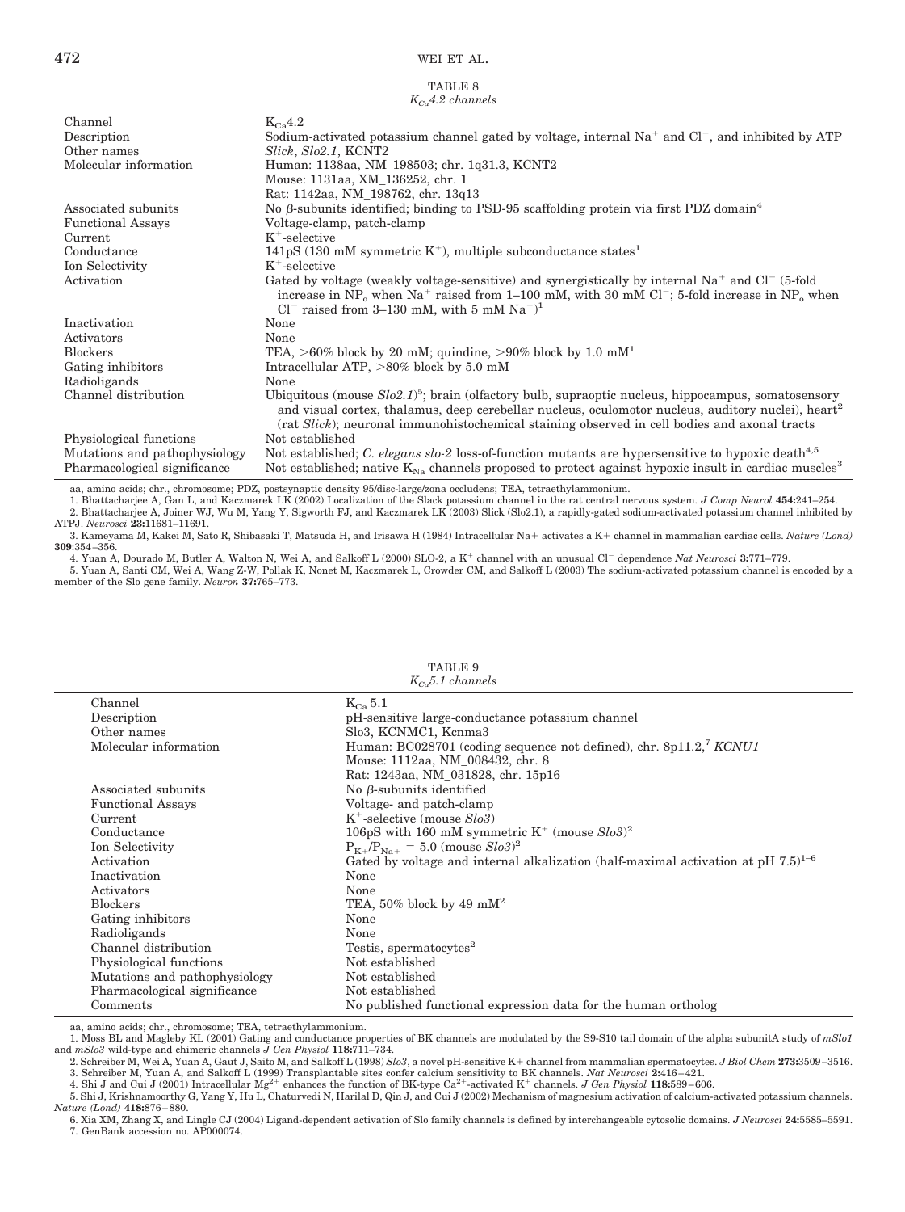TABLE 8
*$K_{Ca}$4.2 channels*

| | |
|---|---|
| Channel | $K_{Ca}$4.2 |
| Description | Sodium-activated potassium channel gated by voltage, internal $Na^+$ and $Cl^-$, and inhibited by ATP |
| Other names | *Slick*, *Slo2.1*, KCNT2 |
| Molecular information | Human: 1138aa, NM_198503; chr. 1q31.3, KCNT2<br>Mouse: 1131aa, XM_136252, chr. 1<br>Rat: 1142aa, NM_198762, chr. 13q13 |
| Associated subunits | No β-subunits identified; binding to PSD-95 scaffolding protein via first PDZ domain[4] |
| Functional Assays | Voltage-clamp, patch-clamp |
| Current | $K^+$-selective |
| Conductance | 141pS (130 mM symmetric $K^+$), multiple subconductance states[1] |
| Ion Selectivity | $K^+$-selective |
| Activation | Gated by voltage (weakly voltage-sensitive) and synergistically by internal $Na^+$ and $Cl^-$ (5-fold increase in $NP_o$ when $Na^+$ raised from 1–100 mM, with 30 mM $Cl^-$; 5-fold increase in $NP_o$ when $Cl^-$ raised from 3–130 mM, with 5 mM $Na^+$)[1] |
| Inactivation | None |
| Activators | None |
| Blockers | TEA, >60% block by 20 mM; quindine, >90% block by 1.0 mM[1] |
| Gating inhibitors | Intracellular ATP, >80% block by 5.0 mM |
| Radioligands | None |
| Channel distribution | Ubiquitous (mouse *Slo2.1*)[5]; brain (olfactory bulb, supraoptic nucleus, hippocampus, somatosensory and visual cortex, thalamus, deep cerebellar nucleus, oculomotor nucleus, auditory nuclei), heart[2] (rat *Slick*); neuronal immunohistochemical staining observed in cell bodies and axonal tracts |
| Physiological functions | Not established |
| Mutations and pathophysiology | Not established; *C. elegans slo-2* loss-of-function mutants are hypersensitive to hypoxic death[4,5] |
| Pharmacological significance | Not established; native $K_{Na}$ channels proposed to protect against hypoxic insult in cardiac muscles[3] |

aa, amino acids; chr., chromosome; PDZ, postsynaptic density 95/disc-large/zona occludens; TEA, tetraethylammonium.

1. Bhattacharjee A, Gan L, and Kaczmarek LK (2002) Localization of the Slack potassium channel in the rat central nervous system. *J Comp Neurol* **454:**241–254.
2. Bhattacharjee A, Joiner WJ, Wu M, Yang Y, Sigworth FJ, and Kaczmarek LK (2003) Slick (Slo2.1), a rapidly-gated sodium-activated potassium channel inhibited by ATPJ. *Neurosci* **23:**11681–11691.
3. Kameyama M, Kakei M, Sato R, Shibasaki T, Matsuda H, and Irisawa H (1984) Intracellular Na+ activates a K+ channel in mammalian cardiac cells. *Nature (Lond)* **309**:354–356.
4. Yuan A, Dourado M, Butler A, Walton N, Wei A, and Salkoff L (2000) SLO-2, a $K^+$ channel with an unusual $Cl^-$ dependence *Nat Neurosci* **3:**771–779.
5. Yuan A, Santi CM, Wei A, Wang Z-W, Pollak K, Nonet M, Kaczmarek L, Crowder CM, and Salkoff L (2003) The sodium-activated potassium channel is encoded by a member of the Slo gene family. *Neuron* **37:**765–773.

TABLE 9
*$K_{Ca}$5.1 channels*

| | |
|---|---|
| Channel | $K_{Ca}$ 5.1 |
| Description | pH-sensitive large-conductance potassium channel |
| Other names | Slo3, KCNMC1, Kcnma3 |
| Molecular information | Human: BC028701 (coding sequence not defined), chr. 8p11.2,[7] *KCNU1*<br>Mouse: 1112aa, NM_008432, chr. 8<br>Rat: 1243aa, NM_031828, chr. 15p16 |
| Associated subunits | No β-subunits identified |
| Functional Assays | Voltage- and patch-clamp |
| Current | $K^+$-selective (mouse *Slo3*) |
| Conductance | 106pS with 160 mM symmetric $K^+$ (mouse *Slo3*)[2] |
| Ion Selectivity | $P_{K^+}/P_{Na^+} = 5.0$ (mouse *Slo3*)[2] |
| Activation | Gated by voltage and internal alkalization (half-maximal activation at pH 7.5)[1–6] |
| Inactivation | None |
| Activators | None |
| Blockers | TEA, 50% block by 49 mM[2] |
| Gating inhibitors | None |
| Radioligands | None |
| Channel distribution | Testis, spermatocytes[2] |
| Physiological functions | Not established |
| Mutations and pathophysiology | Not established |
| Pharmacological significance | Not established |
| Comments | No published functional expression data for the human ortholog |

aa, amino acids; chr., chromosome; TEA, tetraethylammonium.

1. Moss BL and Magleby KL (2001) Gating and conductance properties of BK channels are modulated by the S9-S10 tail domain of the alpha subunitA study of *mSlo1* and *mSlo3* wild-type and chimeric channels *J Gen Physiol* **118:**711–734.
2. Schreiber M, Wei A, Yuan A, Gaut J, Saito M, and Salkoff L (1998) *Slo3*, a novel pH-sensitive K+ channel from mammalian spermatocytes. *J Biol Chem* **273:**3509–3516.
3. Schreiber M, Yuan A, and Salkoff L (1999) Transplantable sites confer calcium sensitivity to BK channels. *Nat Neurosci* **2:**416–421.
4. Shi J and Cui J (2001) Intracellular $Mg^{2+}$ enhances the function of BK-type $Ca^{2+}$-activated $K^+$ channels. *J Gen Physiol* **118:**589–606.
5. Shi J, Krishnamoorthy G, Yang Y, Hu L, Chaturvedi N, Harilal D, Qin J, and Cui J (2002) Mechanism of magnesium activation of calcium-activated potassium channels. *Nature (Lond)* **418:**876–880.
6. Xia XM, Zhang X, and Lingle CJ (2004) Ligand-dependent activation of Slo family channels is defined by interchangeable cytosolic domains. *J Neurosci* **24:**5585–5591.
7. GenBank accession no. AP000074.